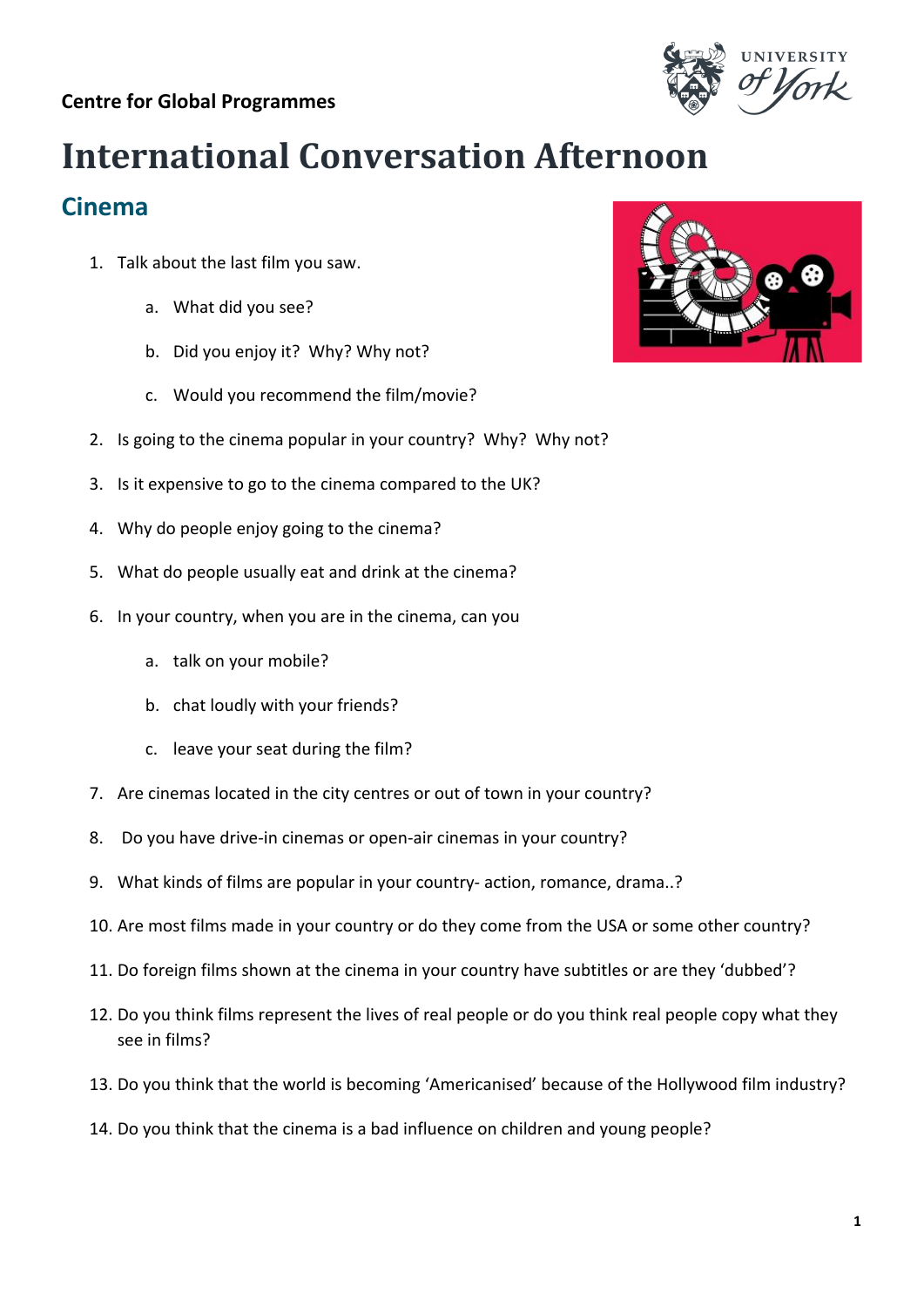**Centre for Global Programmes**

# International Conversation Afternoon

## Cinema

1. Talk about the last film you saw.
   a. What did you see?
   b. Did you enjoy it? Why? Why not?
   c. Would you recommend the film/movie?
2. Is going to the cinema popular in your country? Why? Why not?
3. Is it expensive to go to the cinema compared to the UK?
4. Why do people enjoy going to the cinema?
5. What do people usually eat and drink at the cinema?
6. In your country, when you are in the cinema, can you
   a. talk on your mobile?
   b. chat loudly with your friends?
   c. leave your seat during the film?
7. Are cinemas located in the city centres or out of town in your country?
8. Do you have drive-in cinemas or open-air cinemas in your country?
9. What kinds of films are popular in your country- action, romance, drama..?
10. Are most films made in your country or do they come from the USA or some other country?
11. Do foreign films shown at the cinema in your country have subtitles or are they 'dubbed'?
12. Do you think films represent the lives of real people or do you think real people copy what they see in films?
13. Do you think that the world is becoming 'Americanised' because of the Hollywood film industry?
14. Do you think that the cinema is a bad influence on children and young people?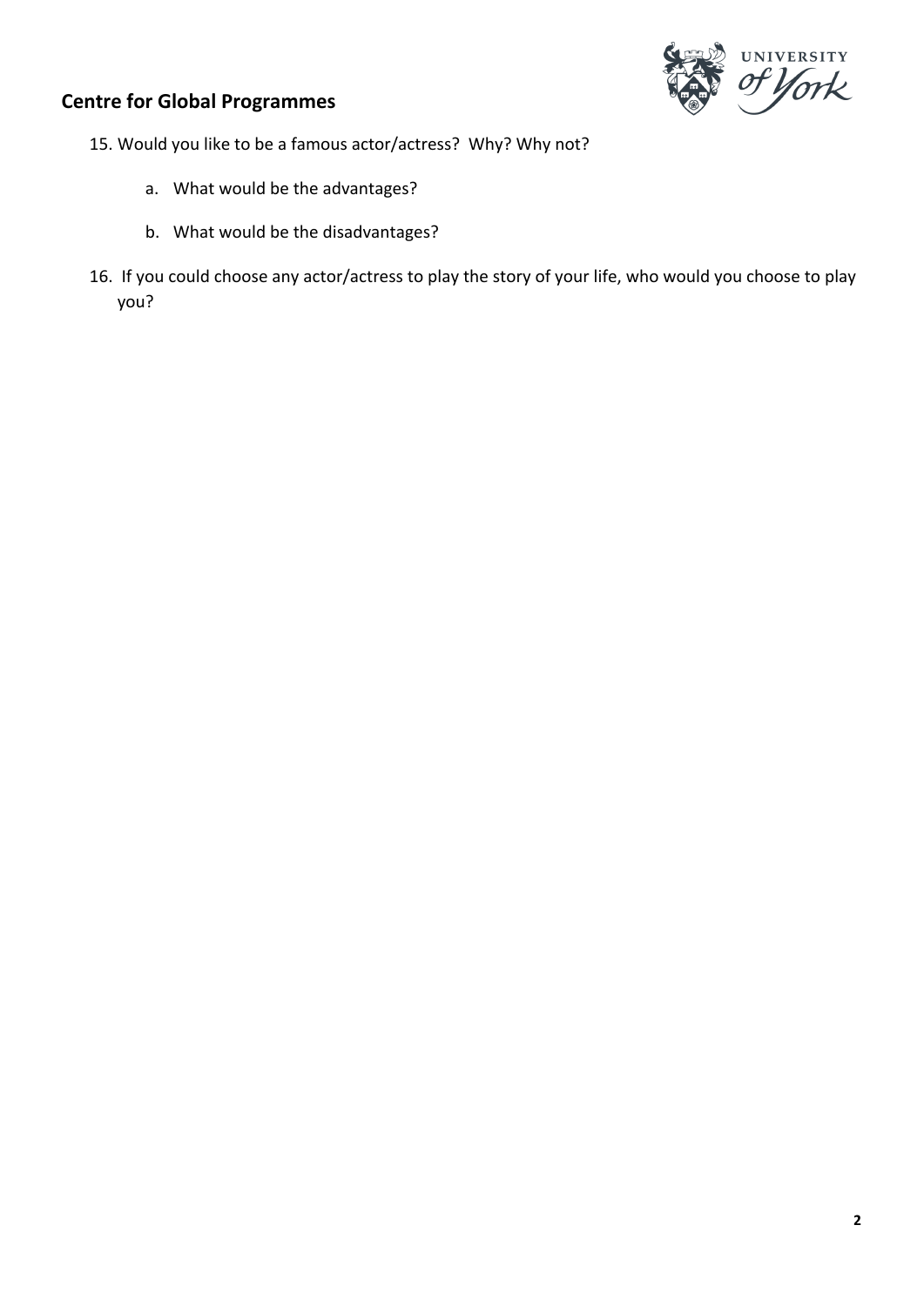15. Would you like to be a famous actor/actress? Why? Why not?

    a. What would be the advantages?

    b. What would be the disadvantages?

16. If you could choose any actor/actress to play the story of your life, who would you choose to play you?